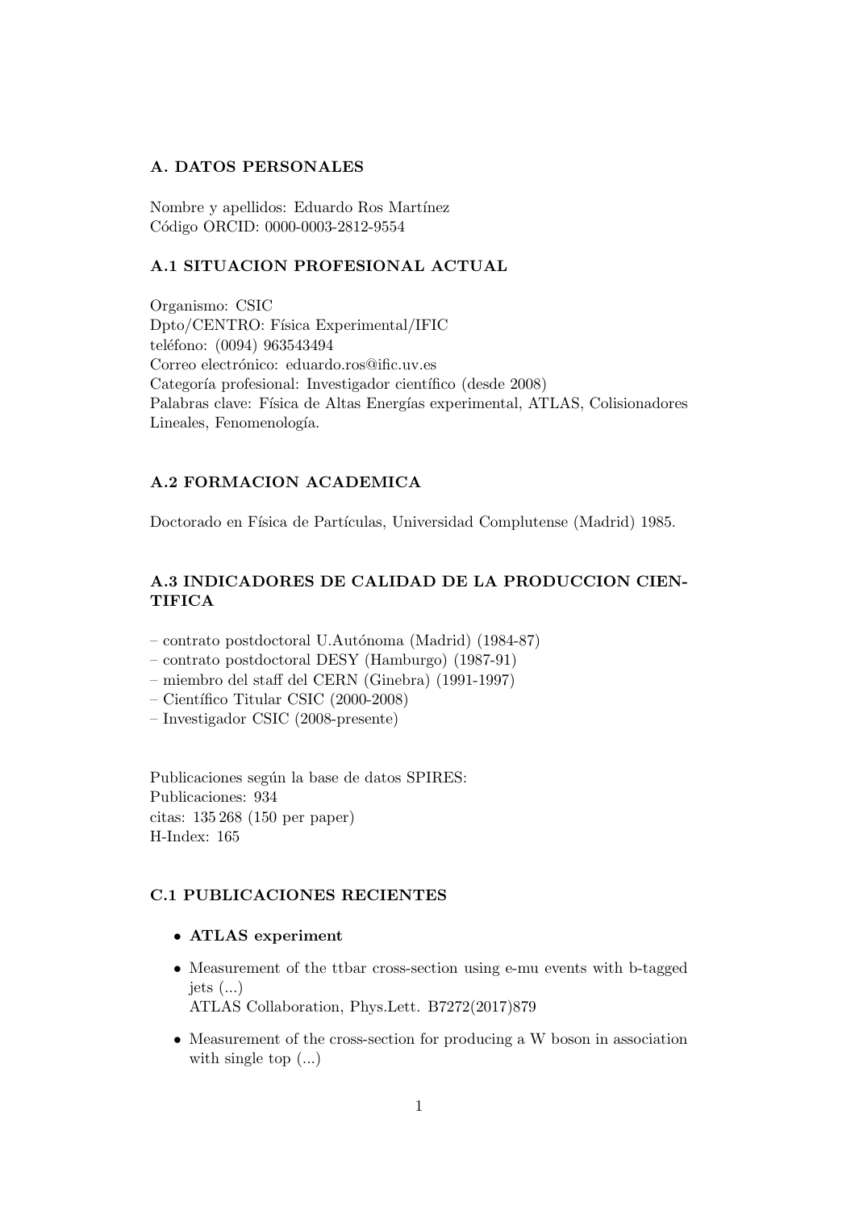## A. DATOS PERSONALES

Nombre y apellidos: Eduardo Ros Martínez
Código ORCID: 0000-0003-2812-9554

### A.1 SITUACION PROFESIONAL ACTUAL

Organismo: CSIC
Dpto/CENTRO: Física Experimental/IFIC
teléfono: (0094) 963543494
Correo electrónico: eduardo.ros@ific.uv.es
Categoría profesional: Investigador científico (desde 2008)
Palabras clave: Física de Altas Energías experimental, ATLAS, Colisionadores Lineales, Fenomenología.

### A.2 FORMACION ACADEMICA

Doctorado en Física de Partículas, Universidad Complutense (Madrid) 1985.

### A.3 INDICADORES DE CALIDAD DE LA PRODUCCION CIENTIFICA

– contrato postdoctoral U.Autónoma (Madrid) (1984-87)
– contrato postdoctoral DESY (Hamburgo) (1987-91)
– miembro del staff del CERN (Ginebra) (1991-1997)
– Científico Titular CSIC (2000-2008)
– Investigador CSIC (2008-presente)

Publicaciones según la base de datos SPIRES:
Publicaciones: 934
citas: 135 268 (150 per paper)
H-Index: 165

### C.1 PUBLICACIONES RECIENTES

- **ATLAS experiment**
- Measurement of the ttbar cross-section using e-mu events with b-tagged jets (...)
  ATLAS Collaboration, Phys.Lett. B7272(2017)879
- Measurement of the cross-section for producing a W boson in association with single top (...)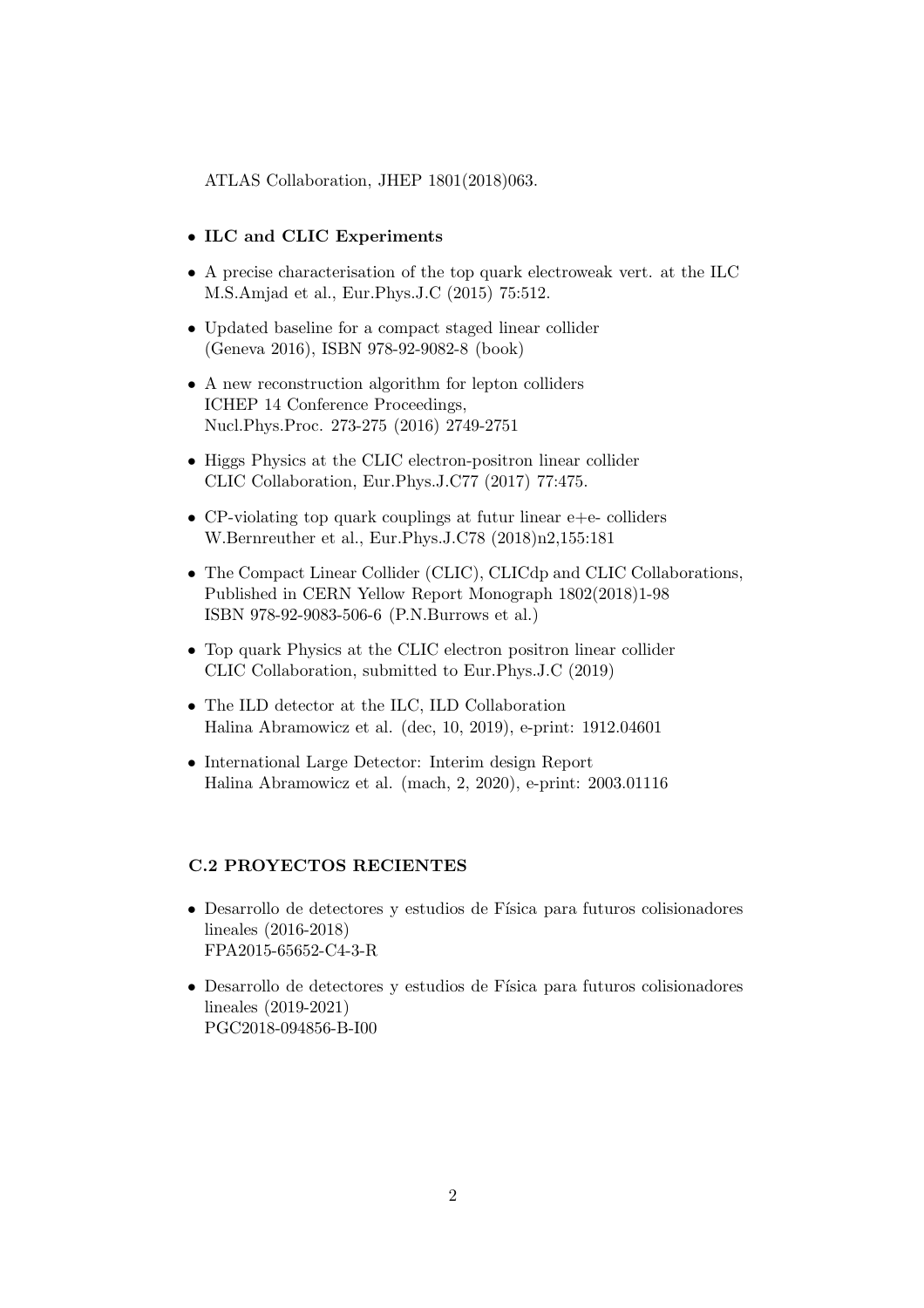ATLAS Collaboration, JHEP 1801(2018)063.

- **ILC and CLIC Experiments**
- A precise characterisation of the top quark electroweak vert. at the ILC
  M.S.Amjad et al., Eur.Phys.J.C (2015) 75:512.
- Updated baseline for a compact staged linear collider
  (Geneva 2016), ISBN 978-92-9082-8 (book)
- A new reconstruction algorithm for lepton colliders
  ICHEP 14 Conference Proceedings,
  Nucl.Phys.Proc. 273-275 (2016) 2749-2751
- Higgs Physics at the CLIC electron-positron linear collider
  CLIC Collaboration, Eur.Phys.J.C77 (2017) 77:475.
- CP-violating top quark couplings at futur linear e+e- colliders
  W.Bernreuther et al., Eur.Phys.J.C78 (2018)n2,155:181
- The Compact Linear Collider (CLIC), CLICdp and CLIC Collaborations,
  Published in CERN Yellow Report Monograph 1802(2018)1-98
  ISBN 978-92-9083-506-6 (P.N.Burrows et al.)
- Top quark Physics at the CLIC electron positron linear collider
  CLIC Collaboration, submitted to Eur.Phys.J.C (2019)
- The ILD detector at the ILC, ILD Collaboration
  Halina Abramowicz et al. (dec, 10, 2019), e-print: 1912.04601
- International Large Detector: Interim design Report
  Halina Abramowicz et al. (mach, 2, 2020), e-print: 2003.01116

### C.2 PROYECTOS RECIENTES

- Desarrollo de detectores y estudios de Física para futuros colisionadores lineales (2016-2018)
  FPA2015-65652-C4-3-R
- Desarrollo de detectores y estudios de Física para futuros colisionadores lineales (2019-2021)
  PGC2018-094856-B-I00